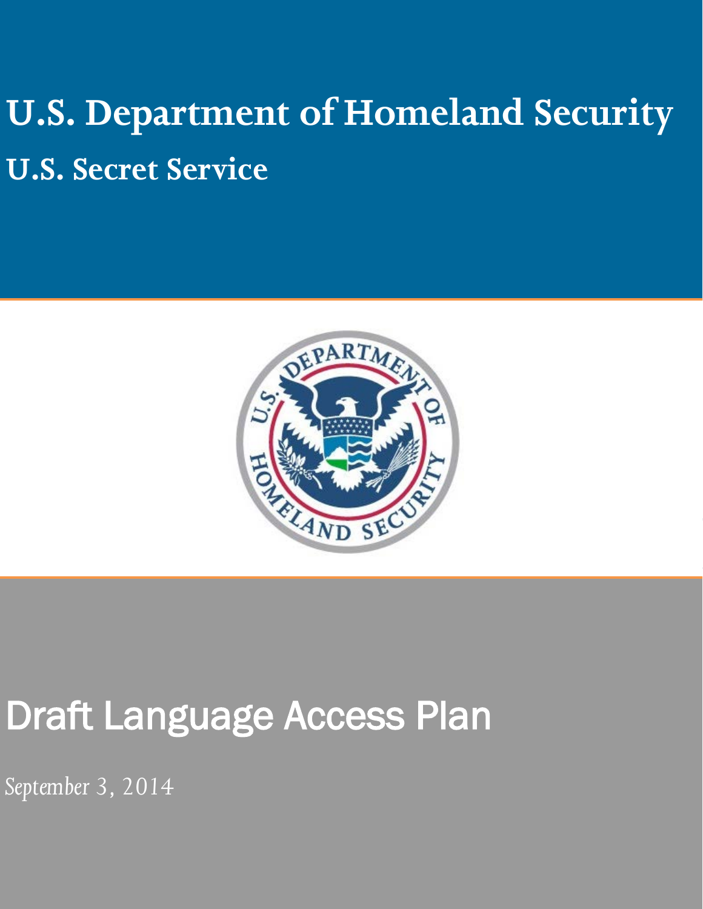# U.S. Department of Homeland Security

## U.S. Secret Service

# Draft Language Access Plan

*September 3, 2014*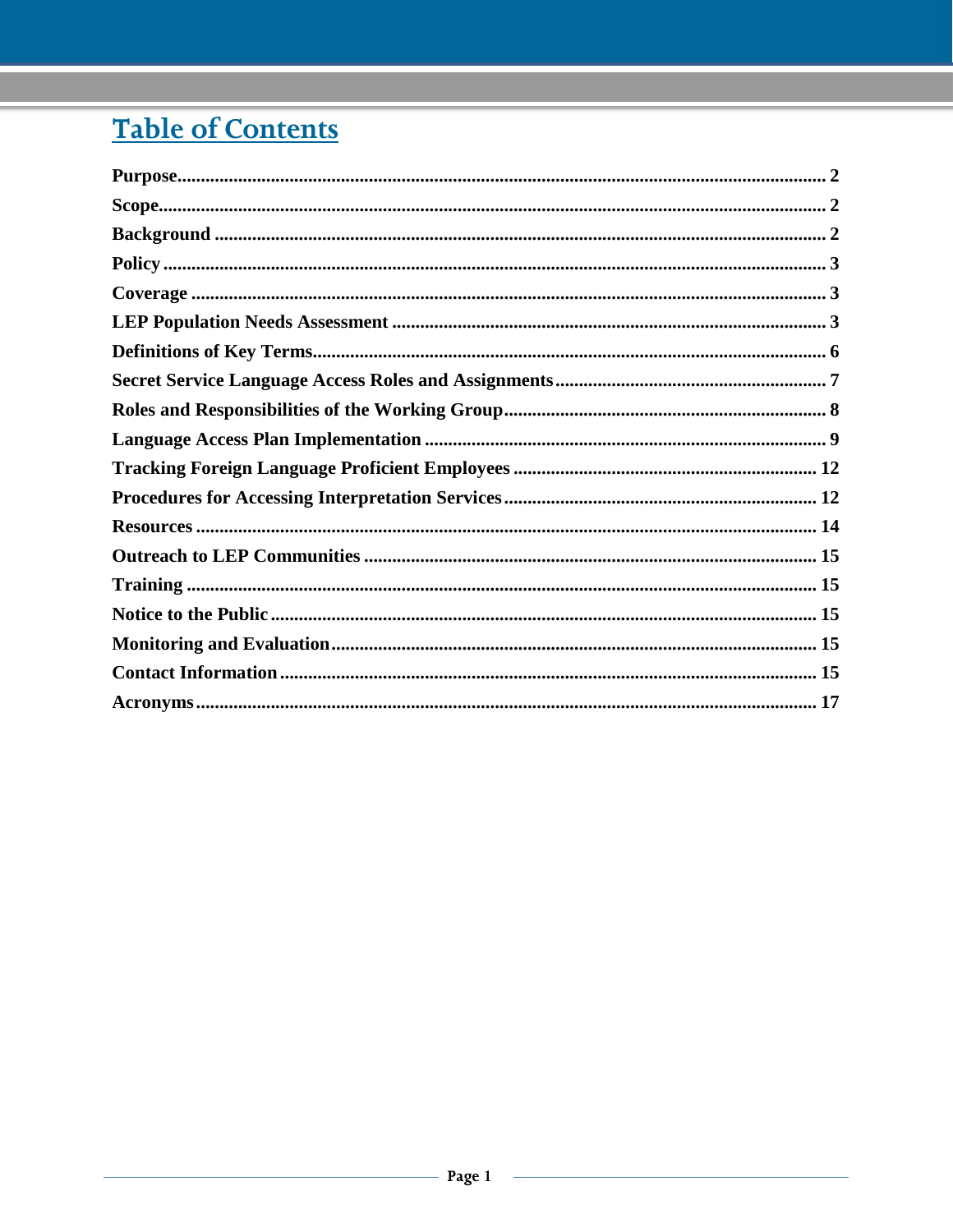# Table of Contents

**Purpose** ........ 2
**Scope** ........ 2
**Background** ........ 2
**Policy** ........ 3
**Coverage** ........ 3
**LEP Population Needs Assessment** ........ 3
**Definitions of Key Terms** ........ 6
**Secret Service Language Access Roles and Assignments** ........ 7
**Roles and Responsibilities of the Working Group** ........ 8
**Language Access Plan Implementation** ........ 9
**Tracking Foreign Language Proficient Employees** ........ 12
**Procedures for Accessing Interpretation Services** ........ 12
**Resources** ........ 14
**Outreach to LEP Communities** ........ 15
**Training** ........ 15
**Notice to the Public** ........ 15
**Monitoring and Evaluation** ........ 15
**Contact Information** ........ 15
**Acronyms** ........ 17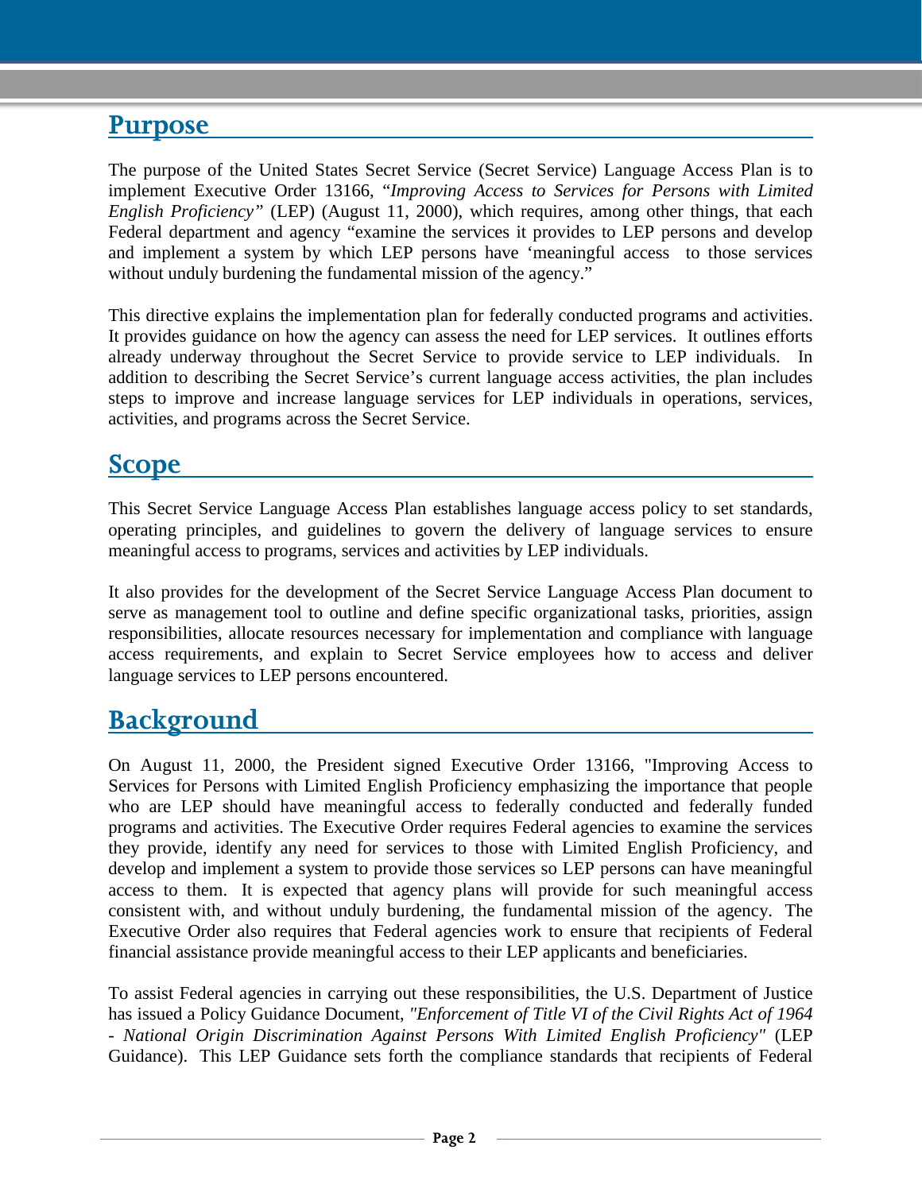## Purpose

The purpose of the United States Secret Service (Secret Service) Language Access Plan is to implement Executive Order 13166, "*Improving Access to Services for Persons with Limited English Proficiency"* (LEP) (August 11, 2000), which requires, among other things, that each Federal department and agency "examine the services it provides to LEP persons and develop and implement a system by which LEP persons have 'meaningful access to those services without unduly burdening the fundamental mission of the agency."

This directive explains the implementation plan for federally conducted programs and activities. It provides guidance on how the agency can assess the need for LEP services. It outlines efforts already underway throughout the Secret Service to provide service to LEP individuals. In addition to describing the Secret Service's current language access activities, the plan includes steps to improve and increase language services for LEP individuals in operations, services, activities, and programs across the Secret Service.

## Scope

This Secret Service Language Access Plan establishes language access policy to set standards, operating principles, and guidelines to govern the delivery of language services to ensure meaningful access to programs, services and activities by LEP individuals.

It also provides for the development of the Secret Service Language Access Plan document to serve as management tool to outline and define specific organizational tasks, priorities, assign responsibilities, allocate resources necessary for implementation and compliance with language access requirements, and explain to Secret Service employees how to access and deliver language services to LEP persons encountered.

## Background

On August 11, 2000, the President signed Executive Order 13166, "Improving Access to Services for Persons with Limited English Proficiency emphasizing the importance that people who are LEP should have meaningful access to federally conducted and federally funded programs and activities. The Executive Order requires Federal agencies to examine the services they provide, identify any need for services to those with Limited English Proficiency, and develop and implement a system to provide those services so LEP persons can have meaningful access to them. It is expected that agency plans will provide for such meaningful access consistent with, and without unduly burdening, the fundamental mission of the agency. The Executive Order also requires that Federal agencies work to ensure that recipients of Federal financial assistance provide meaningful access to their LEP applicants and beneficiaries.

To assist Federal agencies in carrying out these responsibilities, the U.S. Department of Justice has issued a Policy Guidance Document, *"Enforcement of Title VI of the Civil Rights Act of 1964 - National Origin Discrimination Against Persons With Limited English Proficiency"* (LEP Guidance). This LEP Guidance sets forth the compliance standards that recipients of Federal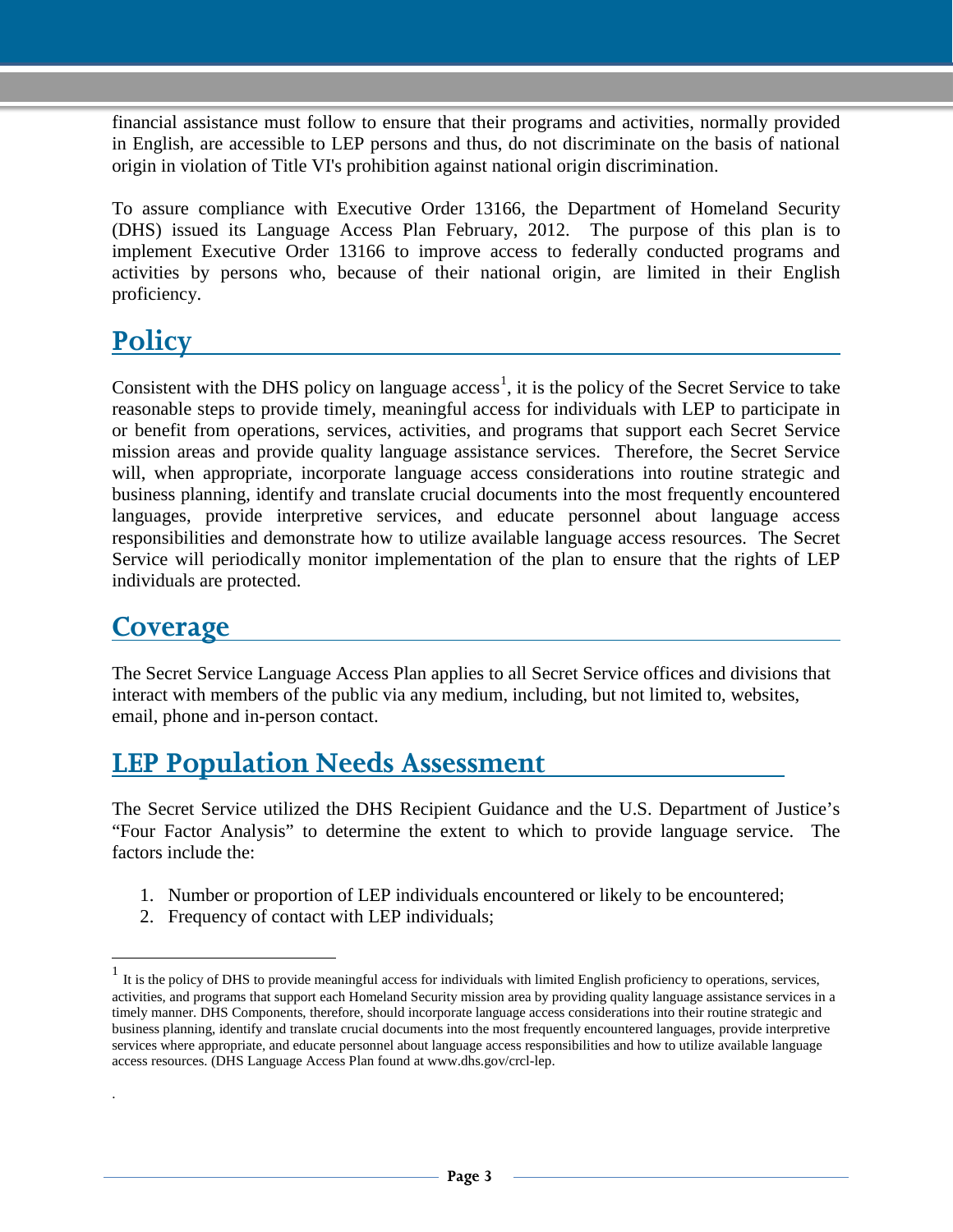financial assistance must follow to ensure that their programs and activities, normally provided in English, are accessible to LEP persons and thus, do not discriminate on the basis of national origin in violation of Title VI's prohibition against national origin discrimination.

To assure compliance with Executive Order 13166, the Department of Homeland Security (DHS) issued its Language Access Plan February, 2012. The purpose of this plan is to implement Executive Order 13166 to improve access to federally conducted programs and activities by persons who, because of their national origin, are limited in their English proficiency.

## Policy

Consistent with the DHS policy on language access[1], it is the policy of the Secret Service to take reasonable steps to provide timely, meaningful access for individuals with LEP to participate in or benefit from operations, services, activities, and programs that support each Secret Service mission areas and provide quality language assistance services. Therefore, the Secret Service will, when appropriate, incorporate language access considerations into routine strategic and business planning, identify and translate crucial documents into the most frequently encountered languages, provide interpretive services, and educate personnel about language access responsibilities and demonstrate how to utilize available language access resources. The Secret Service will periodically monitor implementation of the plan to ensure that the rights of LEP individuals are protected.

## Coverage

The Secret Service Language Access Plan applies to all Secret Service offices and divisions that interact with members of the public via any medium, including, but not limited to, websites, email, phone and in-person contact.

## LEP Population Needs Assessment

The Secret Service utilized the DHS Recipient Guidance and the U.S. Department of Justice's "Four Factor Analysis" to determine the extent to which to provide language service. The factors include the:

1. Number or proportion of LEP individuals encountered or likely to be encountered;
2. Frequency of contact with LEP individuals;

---

[1] It is the policy of DHS to provide meaningful access for individuals with limited English proficiency to operations, services, activities, and programs that support each Homeland Security mission area by providing quality language assistance services in a timely manner. DHS Components, therefore, should incorporate language access considerations into their routine strategic and business planning, identify and translate crucial documents into the most frequently encountered languages, provide interpretive services where appropriate, and educate personnel about language access responsibilities and how to utilize available language access resources. (DHS Language Access Plan found at www.dhs.gov/crcl-lep.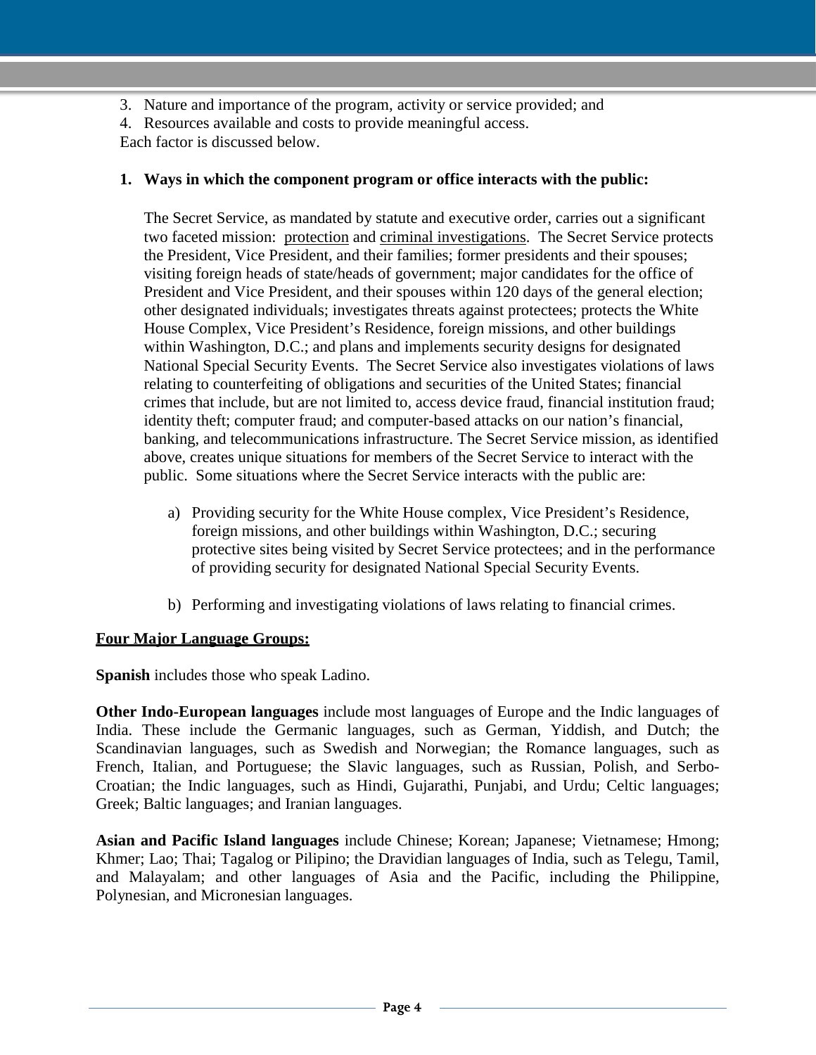3. Nature and importance of the program, activity or service provided; and
4. Resources available and costs to provide meaningful access.

Each factor is discussed below.

**1. Ways in which the component program or office interacts with the public:**

The Secret Service, as mandated by statute and executive order, carries out a significant two faceted mission: <u>protection</u> and <u>criminal investigations</u>. The Secret Service protects the President, Vice President, and their families; former presidents and their spouses; visiting foreign heads of state/heads of government; major candidates for the office of President and Vice President, and their spouses within 120 days of the general election; other designated individuals; investigates threats against protectees; protects the White House Complex, Vice President's Residence, foreign missions, and other buildings within Washington, D.C.; and plans and implements security designs for designated National Special Security Events. The Secret Service also investigates violations of laws relating to counterfeiting of obligations and securities of the United States; financial crimes that include, but are not limited to, access device fraud, financial institution fraud; identity theft; computer fraud; and computer-based attacks on our nation's financial, banking, and telecommunications infrastructure. The Secret Service mission, as identified above, creates unique situations for members of the Secret Service to interact with the public. Some situations where the Secret Service interacts with the public are:

a) Providing security for the White House complex, Vice President's Residence, foreign missions, and other buildings within Washington, D.C.; securing protective sites being visited by Secret Service protectees; and in the performance of providing security for designated National Special Security Events.

b) Performing and investigating violations of laws relating to financial crimes.

**<u>Four Major Language Groups:</u>**

**Spanish** includes those who speak Ladino.

**Other Indo-European languages** include most languages of Europe and the Indic languages of India. These include the Germanic languages, such as German, Yiddish, and Dutch; the Scandinavian languages, such as Swedish and Norwegian; the Romance languages, such as French, Italian, and Portuguese; the Slavic languages, such as Russian, Polish, and Serbo-Croatian; the Indic languages, such as Hindi, Gujarathi, Punjabi, and Urdu; Celtic languages; Greek; Baltic languages; and Iranian languages.

**Asian and Pacific Island languages** include Chinese; Korean; Japanese; Vietnamese; Hmong; Khmer; Lao; Thai; Tagalog or Pilipino; the Dravidian languages of India, such as Telegu, Tamil, and Malayalam; and other languages of Asia and the Pacific, including the Philippine, Polynesian, and Micronesian languages.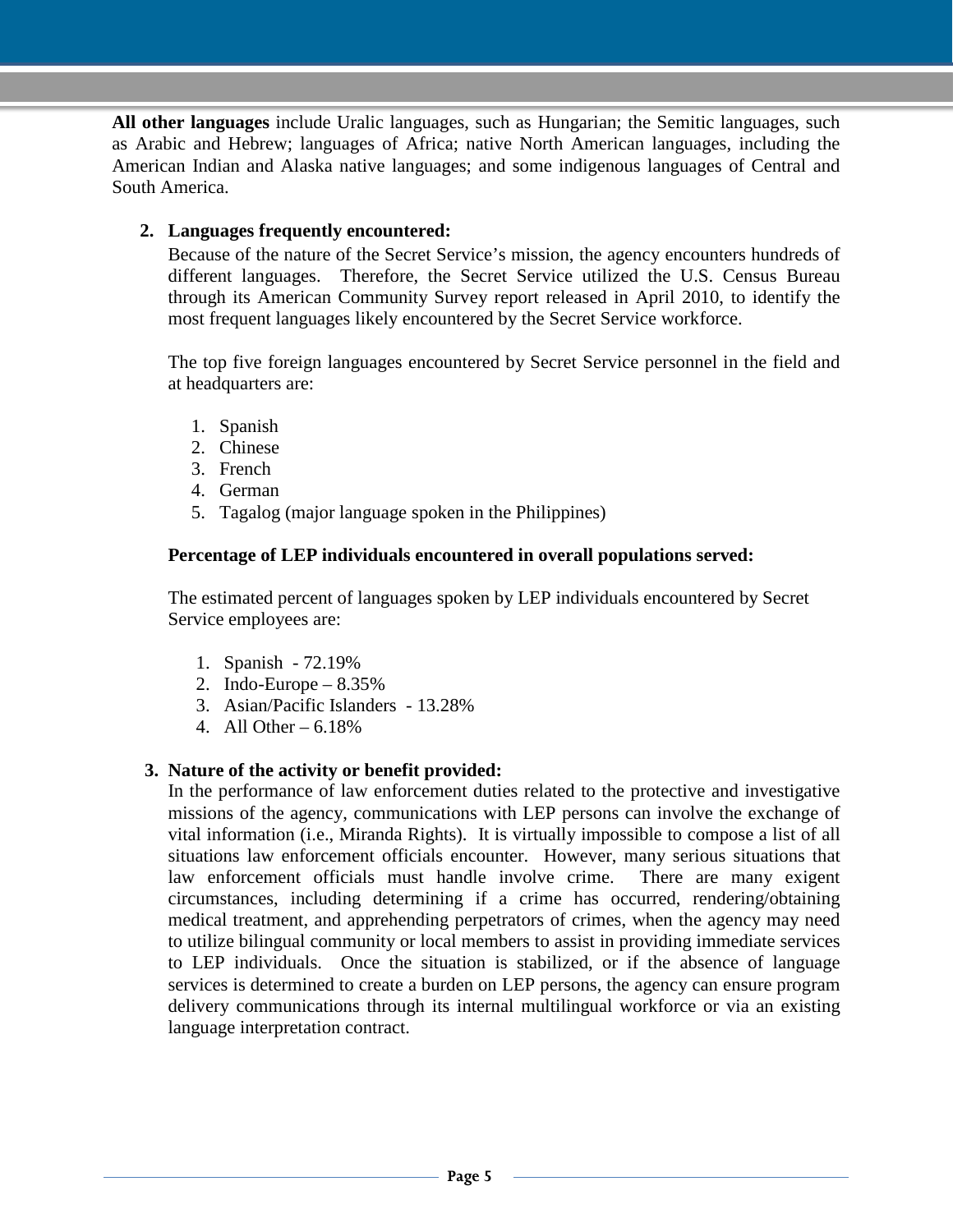**All other languages** include Uralic languages, such as Hungarian; the Semitic languages, such as Arabic and Hebrew; languages of Africa; native North American languages, including the American Indian and Alaska native languages; and some indigenous languages of Central and South America.

2. **Languages frequently encountered:**

   Because of the nature of the Secret Service's mission, the agency encounters hundreds of different languages. Therefore, the Secret Service utilized the U.S. Census Bureau through its American Community Survey report released in April 2010, to identify the most frequent languages likely encountered by the Secret Service workforce.

   The top five foreign languages encountered by Secret Service personnel in the field and at headquarters are:

   1. Spanish
   2. Chinese
   3. French
   4. German
   5. Tagalog (major language spoken in the Philippines)

   **Percentage of LEP individuals encountered in overall populations served:**

   The estimated percent of languages spoken by LEP individuals encountered by Secret Service employees are:

   1. Spanish - 72.19%
   2. Indo-Europe – 8.35%
   3. Asian/Pacific Islanders - 13.28%
   4. All Other – 6.18%

3. **Nature of the activity or benefit provided:**

   In the performance of law enforcement duties related to the protective and investigative missions of the agency, communications with LEP persons can involve the exchange of vital information (i.e., Miranda Rights). It is virtually impossible to compose a list of all situations law enforcement officials encounter. However, many serious situations that law enforcement officials must handle involve crime. There are many exigent circumstances, including determining if a crime has occurred, rendering/obtaining medical treatment, and apprehending perpetrators of crimes, when the agency may need to utilize bilingual community or local members to assist in providing immediate services to LEP individuals. Once the situation is stabilized, or if the absence of language services is determined to create a burden on LEP persons, the agency can ensure program delivery communications through its internal multilingual workforce or via an existing language interpretation contract.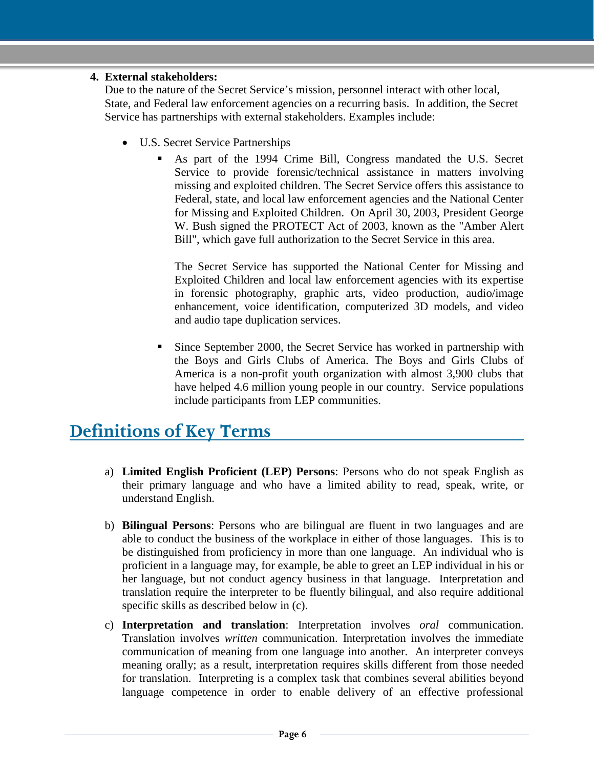4. **External stakeholders:**

   Due to the nature of the Secret Service's mission, personnel interact with other local, State, and Federal law enforcement agencies on a recurring basis. In addition, the Secret Service has partnerships with external stakeholders. Examples include:

   - U.S. Secret Service Partnerships
     - As part of the 1994 Crime Bill, Congress mandated the U.S. Secret Service to provide forensic/technical assistance in matters involving missing and exploited children. The Secret Service offers this assistance to Federal, state, and local law enforcement agencies and the National Center for Missing and Exploited Children. On April 30, 2003, President George W. Bush signed the PROTECT Act of 2003, known as the "Amber Alert Bill", which gave full authorization to the Secret Service in this area.

       The Secret Service has supported the National Center for Missing and Exploited Children and local law enforcement agencies with its expertise in forensic photography, graphic arts, video production, audio/image enhancement, voice identification, computerized 3D models, and video and audio tape duplication services.

     - Since September 2000, the Secret Service has worked in partnership with the Boys and Girls Clubs of America. The Boys and Girls Clubs of America is a non-profit youth organization with almost 3,900 clubs that have helped 4.6 million young people in our country. Service populations include participants from LEP communities.

## Definitions of Key Terms

a) **Limited English Proficient (LEP) Persons**: Persons who do not speak English as their primary language and who have a limited ability to read, speak, write, or understand English.

b) **Bilingual Persons**: Persons who are bilingual are fluent in two languages and are able to conduct the business of the workplace in either of those languages. This is to be distinguished from proficiency in more than one language. An individual who is proficient in a language may, for example, be able to greet an LEP individual in his or her language, but not conduct agency business in that language. Interpretation and translation require the interpreter to be fluently bilingual, and also require additional specific skills as described below in (c).

c) **Interpretation and translation**: Interpretation involves *oral* communication. Translation involves *written* communication. Interpretation involves the immediate communication of meaning from one language into another. An interpreter conveys meaning orally; as a result, interpretation requires skills different from those needed for translation. Interpreting is a complex task that combines several abilities beyond language competence in order to enable delivery of an effective professional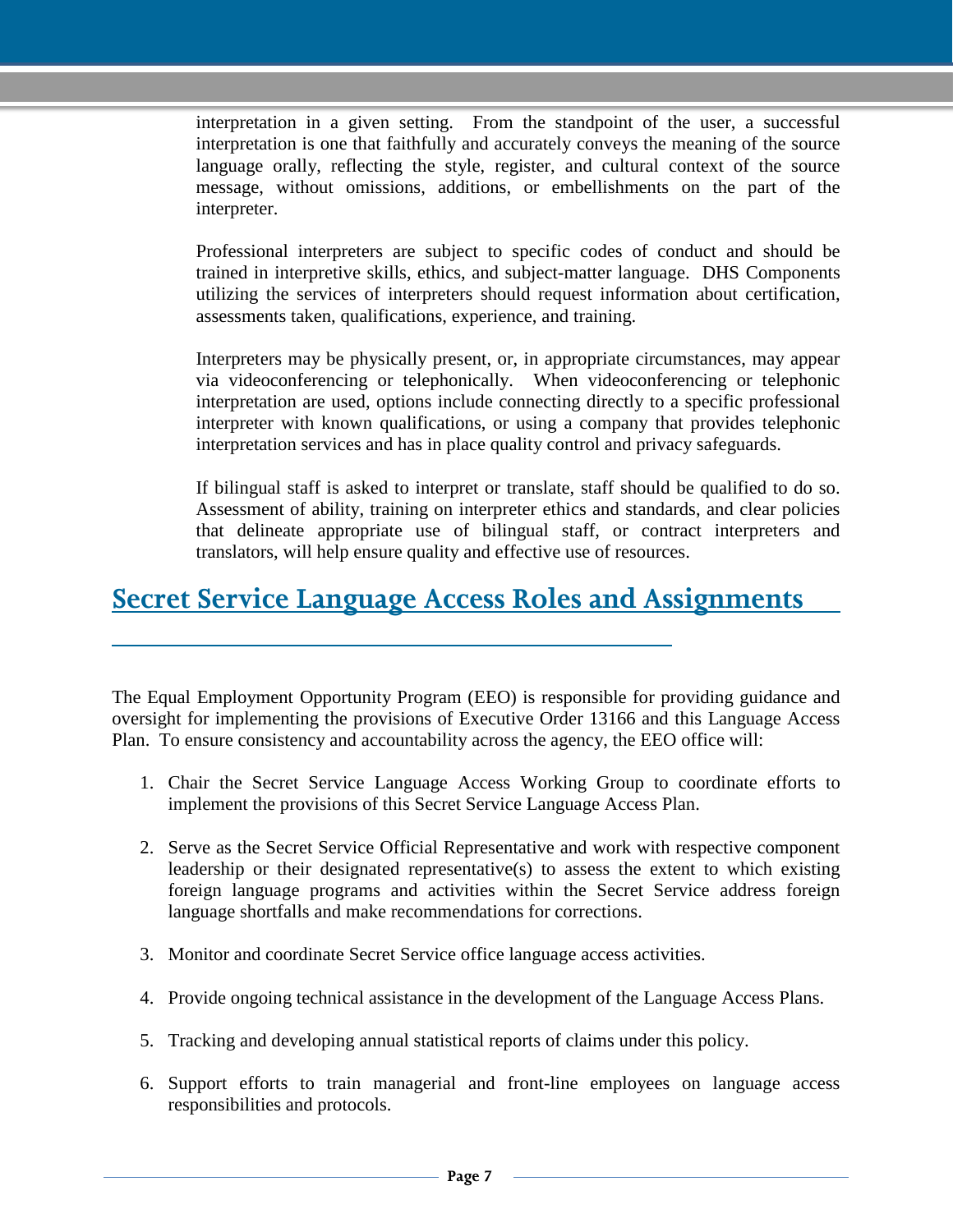interpretation in a given setting. From the standpoint of the user, a successful interpretation is one that faithfully and accurately conveys the meaning of the source language orally, reflecting the style, register, and cultural context of the source message, without omissions, additions, or embellishments on the part of the interpreter.

Professional interpreters are subject to specific codes of conduct and should be trained in interpretive skills, ethics, and subject-matter language. DHS Components utilizing the services of interpreters should request information about certification, assessments taken, qualifications, experience, and training.

Interpreters may be physically present, or, in appropriate circumstances, may appear via videoconferencing or telephonically. When videoconferencing or telephonic interpretation are used, options include connecting directly to a specific professional interpreter with known qualifications, or using a company that provides telephonic interpretation services and has in place quality control and privacy safeguards.

If bilingual staff is asked to interpret or translate, staff should be qualified to do so. Assessment of ability, training on interpreter ethics and standards, and clear policies that delineate appropriate use of bilingual staff, or contract interpreters and translators, will help ensure quality and effective use of resources.

## Secret Service Language Access Roles and Assignments

The Equal Employment Opportunity Program (EEO) is responsible for providing guidance and oversight for implementing the provisions of Executive Order 13166 and this Language Access Plan. To ensure consistency and accountability across the agency, the EEO office will:

1. Chair the Secret Service Language Access Working Group to coordinate efforts to implement the provisions of this Secret Service Language Access Plan.

2. Serve as the Secret Service Official Representative and work with respective component leadership or their designated representative(s) to assess the extent to which existing foreign language programs and activities within the Secret Service address foreign language shortfalls and make recommendations for corrections.

3. Monitor and coordinate Secret Service office language access activities.

4. Provide ongoing technical assistance in the development of the Language Access Plans.

5. Tracking and developing annual statistical reports of claims under this policy.

6. Support efforts to train managerial and front-line employees on language access responsibilities and protocols.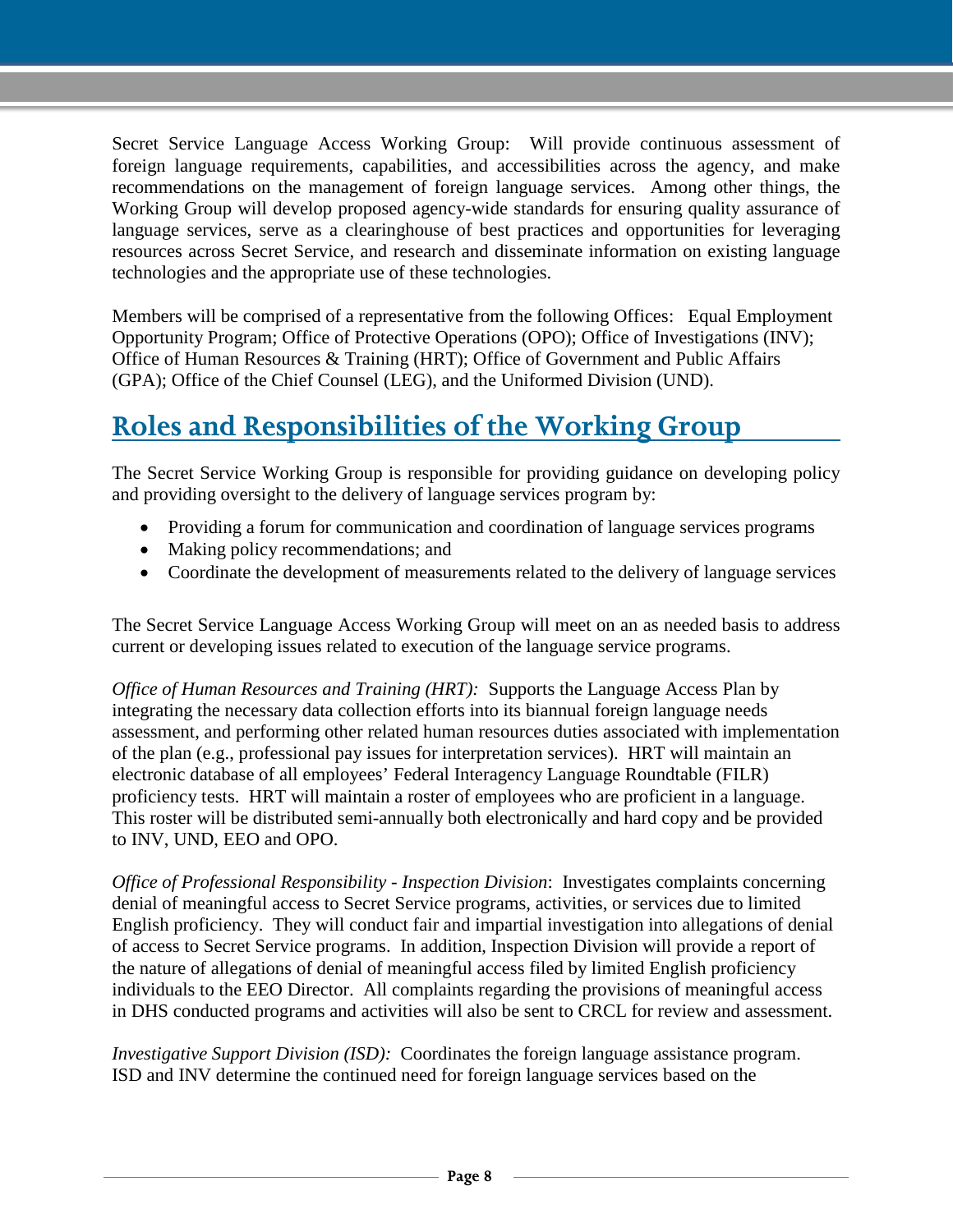Secret Service Language Access Working Group: Will provide continuous assessment of foreign language requirements, capabilities, and accessibilities across the agency, and make recommendations on the management of foreign language services. Among other things, the Working Group will develop proposed agency-wide standards for ensuring quality assurance of language services, serve as a clearinghouse of best practices and opportunities for leveraging resources across Secret Service, and research and disseminate information on existing language technologies and the appropriate use of these technologies.

Members will be comprised of a representative from the following Offices: Equal Employment Opportunity Program; Office of Protective Operations (OPO); Office of Investigations (INV); Office of Human Resources & Training (HRT); Office of Government and Public Affairs (GPA); Office of the Chief Counsel (LEG), and the Uniformed Division (UND).

## Roles and Responsibilities of the Working Group

The Secret Service Working Group is responsible for providing guidance on developing policy and providing oversight to the delivery of language services program by:

- Providing a forum for communication and coordination of language services programs
- Making policy recommendations; and
- Coordinate the development of measurements related to the delivery of language services

The Secret Service Language Access Working Group will meet on an as needed basis to address current or developing issues related to execution of the language service programs.

*Office of Human Resources and Training (HRT):* Supports the Language Access Plan by integrating the necessary data collection efforts into its biannual foreign language needs assessment, and performing other related human resources duties associated with implementation of the plan (e.g., professional pay issues for interpretation services). HRT will maintain an electronic database of all employees' Federal Interagency Language Roundtable (FILR) proficiency tests. HRT will maintain a roster of employees who are proficient in a language. This roster will be distributed semi-annually both electronically and hard copy and be provided to INV, UND, EEO and OPO.

*Office of Professional Responsibility - Inspection Division*: Investigates complaints concerning denial of meaningful access to Secret Service programs, activities, or services due to limited English proficiency. They will conduct fair and impartial investigation into allegations of denial of access to Secret Service programs. In addition, Inspection Division will provide a report of the nature of allegations of denial of meaningful access filed by limited English proficiency individuals to the EEO Director. All complaints regarding the provisions of meaningful access in DHS conducted programs and activities will also be sent to CRCL for review and assessment.

*Investigative Support Division (ISD):* Coordinates the foreign language assistance program. ISD and INV determine the continued need for foreign language services based on the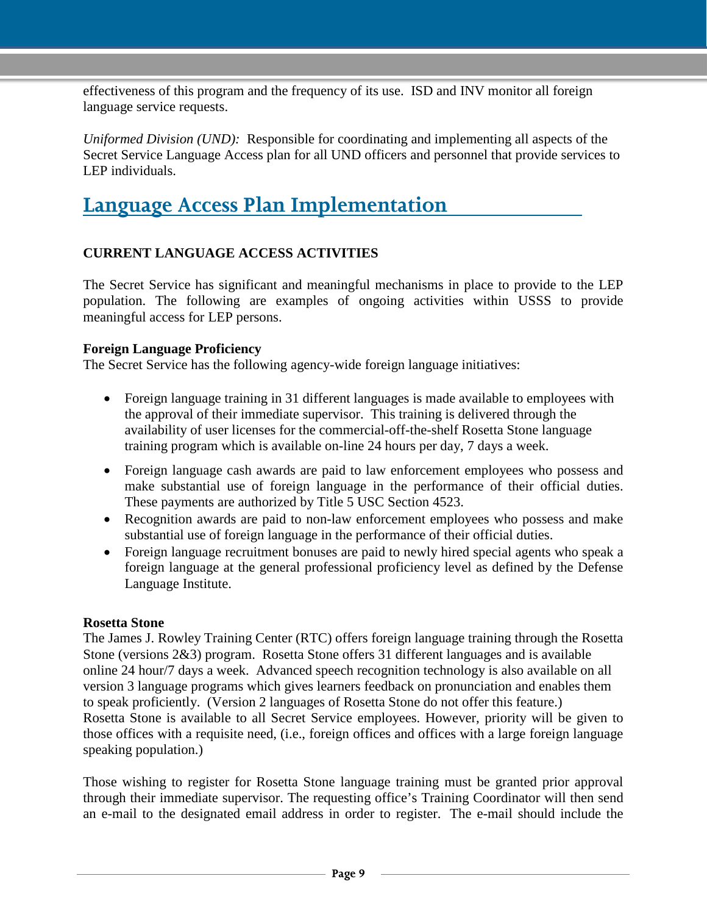effectiveness of this program and the frequency of its use. ISD and INV monitor all foreign language service requests.

*Uniformed Division (UND):* Responsible for coordinating and implementing all aspects of the Secret Service Language Access plan for all UND officers and personnel that provide services to LEP individuals.

# Language Access Plan Implementation

**CURRENT LANGUAGE ACCESS ACTIVITIES**

The Secret Service has significant and meaningful mechanisms in place to provide to the LEP population. The following are examples of ongoing activities within USSS to provide meaningful access for LEP persons.

**Foreign Language Proficiency**
The Secret Service has the following agency-wide foreign language initiatives:

- Foreign language training in 31 different languages is made available to employees with the approval of their immediate supervisor. This training is delivered through the availability of user licenses for the commercial-off-the-shelf Rosetta Stone language training program which is available on-line 24 hours per day, 7 days a week.
- Foreign language cash awards are paid to law enforcement employees who possess and make substantial use of foreign language in the performance of their official duties. These payments are authorized by Title 5 USC Section 4523.
- Recognition awards are paid to non-law enforcement employees who possess and make substantial use of foreign language in the performance of their official duties.
- Foreign language recruitment bonuses are paid to newly hired special agents who speak a foreign language at the general professional proficiency level as defined by the Defense Language Institute.

**Rosetta Stone**
The James J. Rowley Training Center (RTC) offers foreign language training through the Rosetta Stone (versions 2&3) program. Rosetta Stone offers 31 different languages and is available online 24 hour/7 days a week. Advanced speech recognition technology is also available on all version 3 language programs which gives learners feedback on pronunciation and enables them to speak proficiently. (Version 2 languages of Rosetta Stone do not offer this feature.) Rosetta Stone is available to all Secret Service employees. However, priority will be given to those offices with a requisite need, (i.e., foreign offices and offices with a large foreign language speaking population.)

Those wishing to register for Rosetta Stone language training must be granted prior approval through their immediate supervisor. The requesting office's Training Coordinator will then send an e-mail to the designated email address in order to register. The e-mail should include the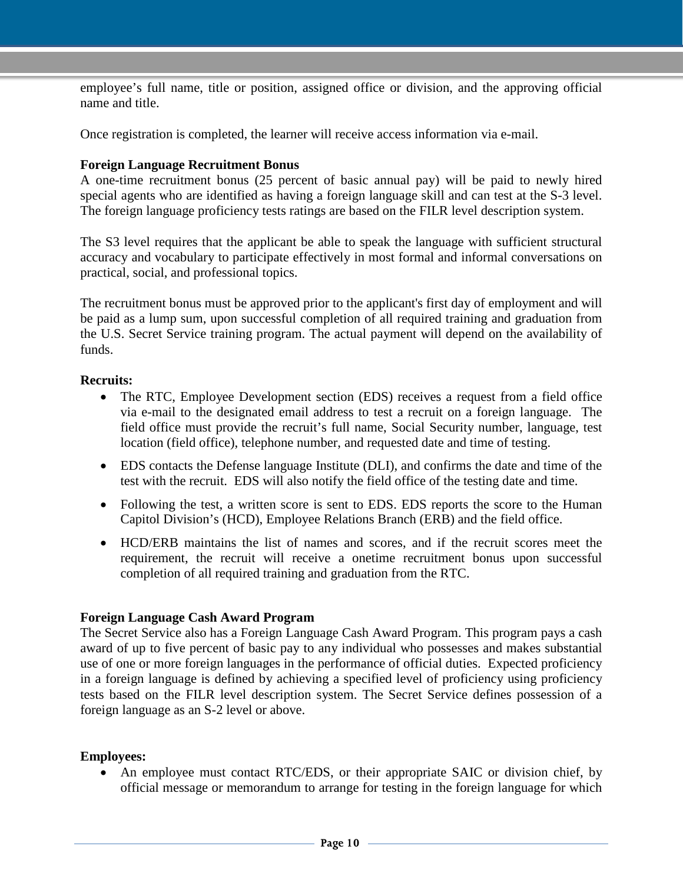employee's full name, title or position, assigned office or division, and the approving official name and title.

Once registration is completed, the learner will receive access information via e-mail.

**Foreign Language Recruitment Bonus**

A one-time recruitment bonus (25 percent of basic annual pay) will be paid to newly hired special agents who are identified as having a foreign language skill and can test at the S-3 level. The foreign language proficiency tests ratings are based on the FILR level description system.

The S3 level requires that the applicant be able to speak the language with sufficient structural accuracy and vocabulary to participate effectively in most formal and informal conversations on practical, social, and professional topics.

The recruitment bonus must be approved prior to the applicant's first day of employment and will be paid as a lump sum, upon successful completion of all required training and graduation from the U.S. Secret Service training program. The actual payment will depend on the availability of funds.

**Recruits:**

- The RTC, Employee Development section (EDS) receives a request from a field office via e-mail to the designated email address to test a recruit on a foreign language. The field office must provide the recruit's full name, Social Security number, language, test location (field office), telephone number, and requested date and time of testing.
- EDS contacts the Defense language Institute (DLI), and confirms the date and time of the test with the recruit. EDS will also notify the field office of the testing date and time.
- Following the test, a written score is sent to EDS. EDS reports the score to the Human Capitol Division's (HCD), Employee Relations Branch (ERB) and the field office.
- HCD/ERB maintains the list of names and scores, and if the recruit scores meet the requirement, the recruit will receive a onetime recruitment bonus upon successful completion of all required training and graduation from the RTC.

**Foreign Language Cash Award Program**

The Secret Service also has a Foreign Language Cash Award Program. This program pays a cash award of up to five percent of basic pay to any individual who possesses and makes substantial use of one or more foreign languages in the performance of official duties. Expected proficiency in a foreign language is defined by achieving a specified level of proficiency using proficiency tests based on the FILR level description system. The Secret Service defines possession of a foreign language as an S-2 level or above.

**Employees:**

- An employee must contact RTC/EDS, or their appropriate SAIC or division chief, by official message or memorandum to arrange for testing in the foreign language for which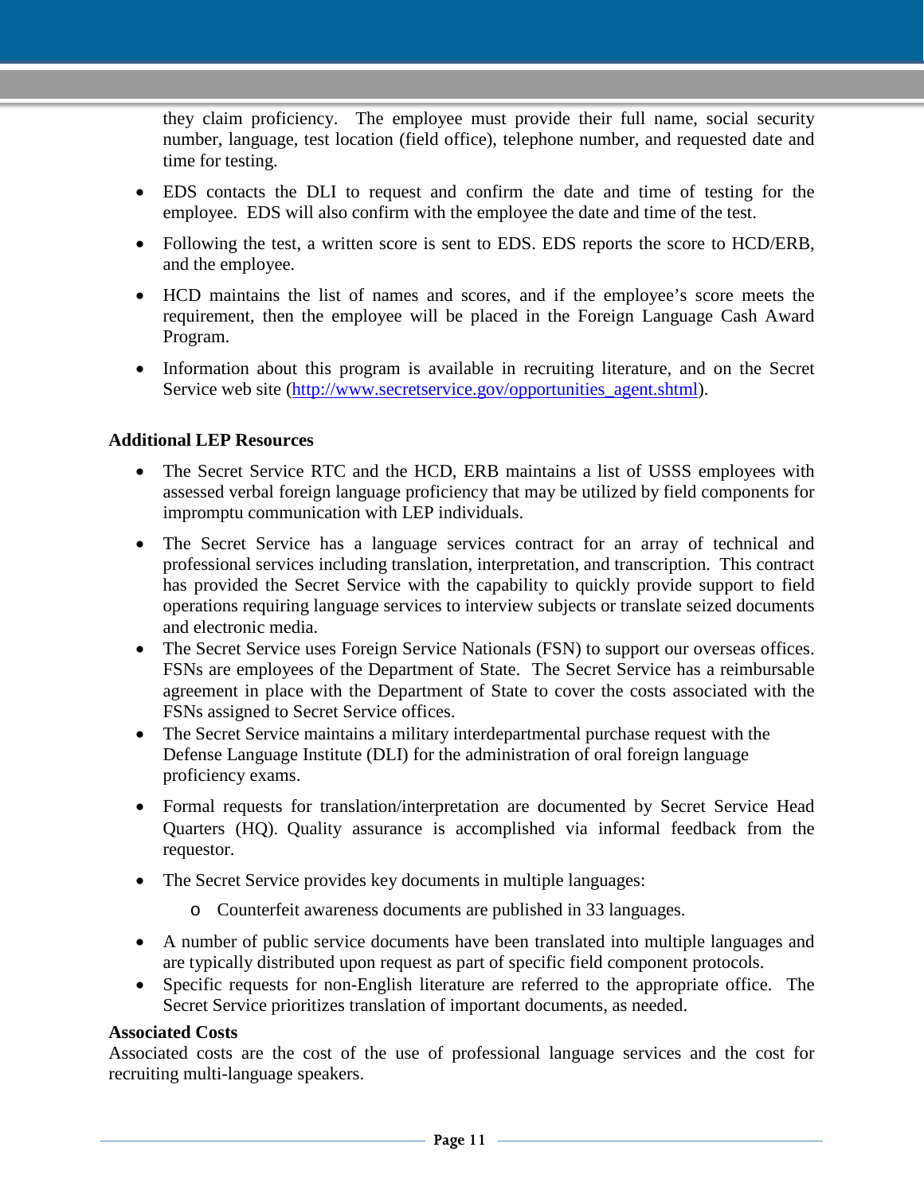they claim proficiency. The employee must provide their full name, social security number, language, test location (field office), telephone number, and requested date and time for testing.

- EDS contacts the DLI to request and confirm the date and time of testing for the employee. EDS will also confirm with the employee the date and time of the test.
- Following the test, a written score is sent to EDS. EDS reports the score to HCD/ERB, and the employee.
- HCD maintains the list of names and scores, and if the employee's score meets the requirement, then the employee will be placed in the Foreign Language Cash Award Program.
- Information about this program is available in recruiting literature, and on the Secret Service web site (http://www.secretservice.gov/opportunities_agent.shtml).

**Additional LEP Resources**

- The Secret Service RTC and the HCD, ERB maintains a list of USSS employees with assessed verbal foreign language proficiency that may be utilized by field components for impromptu communication with LEP individuals.
- The Secret Service has a language services contract for an array of technical and professional services including translation, interpretation, and transcription. This contract has provided the Secret Service with the capability to quickly provide support to field operations requiring language services to interview subjects or translate seized documents and electronic media.
- The Secret Service uses Foreign Service Nationals (FSN) to support our overseas offices. FSNs are employees of the Department of State. The Secret Service has a reimbursable agreement in place with the Department of State to cover the costs associated with the FSNs assigned to Secret Service offices.
- The Secret Service maintains a military interdepartmental purchase request with the Defense Language Institute (DLI) for the administration of oral foreign language proficiency exams.
- Formal requests for translation/interpretation are documented by Secret Service Head Quarters (HQ). Quality assurance is accomplished via informal feedback from the requestor.
- The Secret Service provides key documents in multiple languages:
  - Counterfeit awareness documents are published in 33 languages.
- A number of public service documents have been translated into multiple languages and are typically distributed upon request as part of specific field component protocols.
- Specific requests for non-English literature are referred to the appropriate office. The Secret Service prioritizes translation of important documents, as needed.

**Associated Costs**

Associated costs are the cost of the use of professional language services and the cost for recruiting multi-language speakers.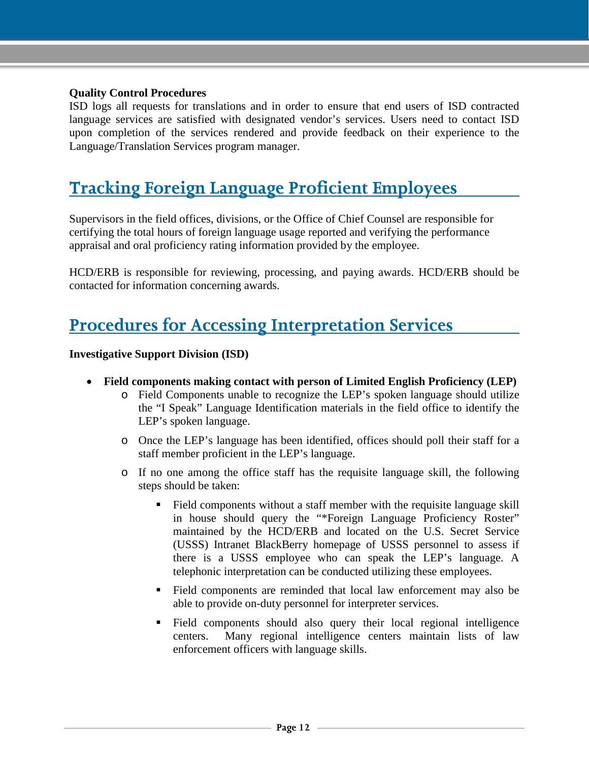**Quality Control Procedures**

ISD logs all requests for translations and in order to ensure that end users of ISD contracted language services are satisfied with designated vendor's services. Users need to contact ISD upon completion of the services rendered and provide feedback on their experience to the Language/Translation Services program manager.

## Tracking Foreign Language Proficient Employees

Supervisors in the field offices, divisions, or the Office of Chief Counsel are responsible for certifying the total hours of foreign language usage reported and verifying the performance appraisal and oral proficiency rating information provided by the employee.

HCD/ERB is responsible for reviewing, processing, and paying awards. HCD/ERB should be contacted for information concerning awards.

## Procedures for Accessing Interpretation Services

**Investigative Support Division (ISD)**

- **Field components making contact with person of Limited English Proficiency (LEP)**
  - Field Components unable to recognize the LEP's spoken language should utilize the "I Speak" Language Identification materials in the field office to identify the LEP's spoken language.
  - Once the LEP's language has been identified, offices should poll their staff for a staff member proficient in the LEP's language.
  - If no one among the office staff has the requisite language skill, the following steps should be taken:
    - Field components without a staff member with the requisite language skill in house should query the "*Foreign Language Proficiency Roster" maintained by the HCD/ERB and located on the U.S. Secret Service (USSS) Intranet BlackBerry homepage of USSS personnel to assess if there is a USSS employee who can speak the LEP's language. A telephonic interpretation can be conducted utilizing these employees.
    - Field components are reminded that local law enforcement may also be able to provide on-duty personnel for interpreter services.
    - Field components should also query their local regional intelligence centers. Many regional intelligence centers maintain lists of law enforcement officers with language skills.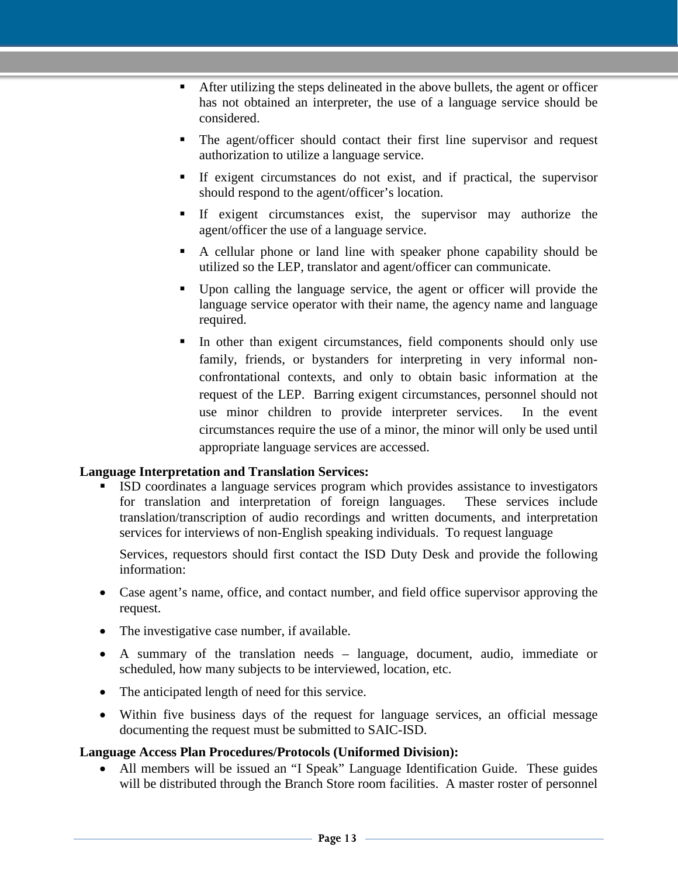- After utilizing the steps delineated in the above bullets, the agent or officer has not obtained an interpreter, the use of a language service should be considered.
- The agent/officer should contact their first line supervisor and request authorization to utilize a language service.
- If exigent circumstances do not exist, and if practical, the supervisor should respond to the agent/officer's location.
- If exigent circumstances exist, the supervisor may authorize the agent/officer the use of a language service.
- A cellular phone or land line with speaker phone capability should be utilized so the LEP, translator and agent/officer can communicate.
- Upon calling the language service, the agent or officer will provide the language service operator with their name, the agency name and language required.
- In other than exigent circumstances, field components should only use family, friends, or bystanders for interpreting in very informal non-confrontational contexts, and only to obtain basic information at the request of the LEP. Barring exigent circumstances, personnel should not use minor children to provide interpreter services. In the event circumstances require the use of a minor, the minor will only be used until appropriate language services are accessed.

**Language Interpretation and Translation Services:**

- ISD coordinates a language services program which provides assistance to investigators for translation and interpretation of foreign languages. These services include translation/transcription of audio recordings and written documents, and interpretation services for interviews of non-English speaking individuals. To request language

  Services, requestors should first contact the ISD Duty Desk and provide the following information:

- Case agent's name, office, and contact number, and field office supervisor approving the request.
- The investigative case number, if available.
- A summary of the translation needs – language, document, audio, immediate or scheduled, how many subjects to be interviewed, location, etc.
- The anticipated length of need for this service.
- Within five business days of the request for language services, an official message documenting the request must be submitted to SAIC-ISD.

**Language Access Plan Procedures/Protocols (Uniformed Division):**

- All members will be issued an "I Speak" Language Identification Guide. These guides will be distributed through the Branch Store room facilities. A master roster of personnel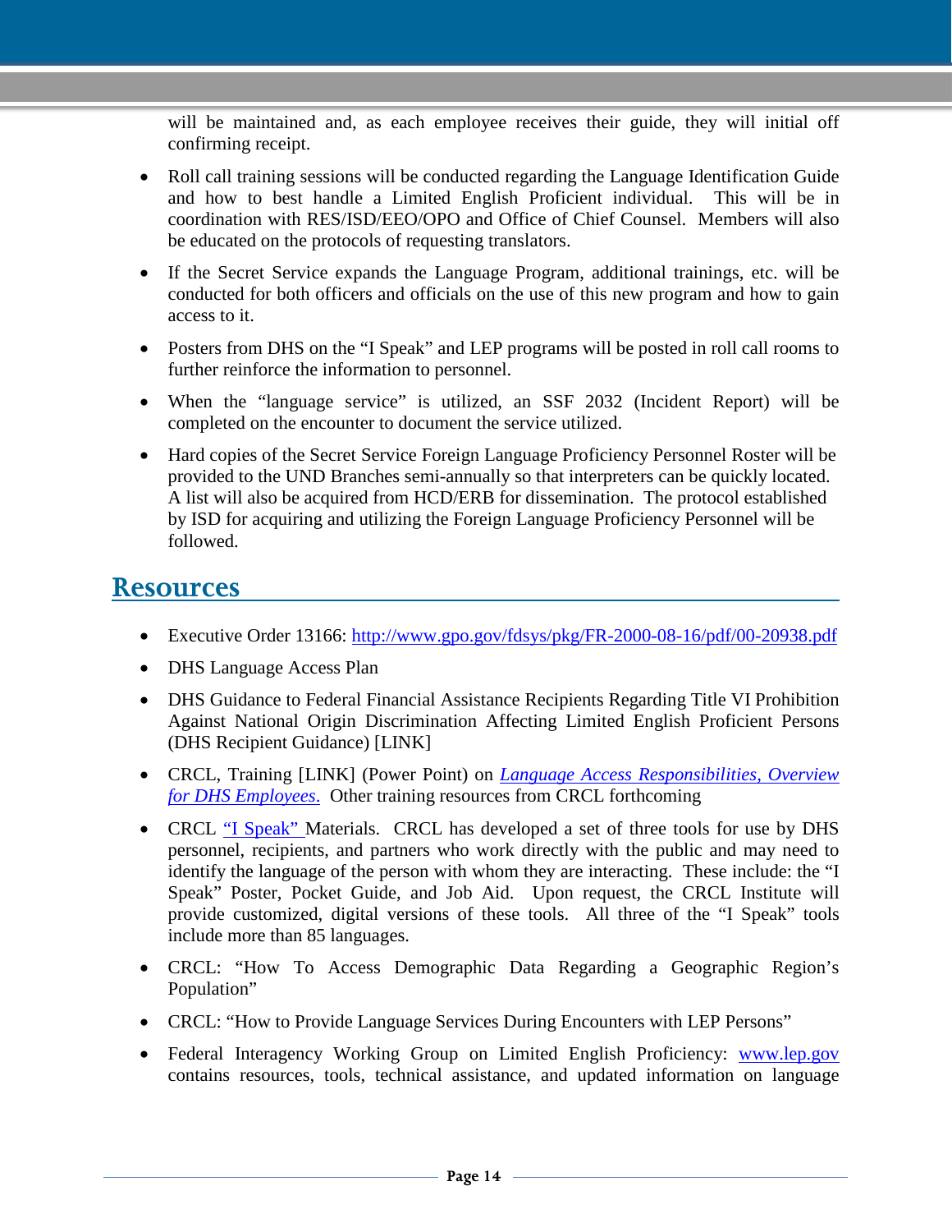will be maintained and, as each employee receives their guide, they will initial off confirming receipt.

- Roll call training sessions will be conducted regarding the Language Identification Guide and how to best handle a Limited English Proficient individual. This will be in coordination with RES/ISD/EEO/OPO and Office of Chief Counsel. Members will also be educated on the protocols of requesting translators.
- If the Secret Service expands the Language Program, additional trainings, etc. will be conducted for both officers and officials on the use of this new program and how to gain access to it.
- Posters from DHS on the "I Speak" and LEP programs will be posted in roll call rooms to further reinforce the information to personnel.
- When the "language service" is utilized, an SSF 2032 (Incident Report) will be completed on the encounter to document the service utilized.
- Hard copies of the Secret Service Foreign Language Proficiency Personnel Roster will be provided to the UND Branches semi-annually so that interpreters can be quickly located. A list will also be acquired from HCD/ERB for dissemination. The protocol established by ISD for acquiring and utilizing the Foreign Language Proficiency Personnel will be followed.

## Resources

- Executive Order 13166: http://www.gpo.gov/fdsys/pkg/FR-2000-08-16/pdf/00-20938.pdf
- DHS Language Access Plan
- DHS Guidance to Federal Financial Assistance Recipients Regarding Title VI Prohibition Against National Origin Discrimination Affecting Limited English Proficient Persons (DHS Recipient Guidance) [LINK]
- CRCL, Training [LINK] (Power Point) on *Language Access Responsibilities, Overview for DHS Employees*. Other training resources from CRCL forthcoming
- CRCL "I Speak" Materials. CRCL has developed a set of three tools for use by DHS personnel, recipients, and partners who work directly with the public and may need to identify the language of the person with whom they are interacting. These include: the "I Speak" Poster, Pocket Guide, and Job Aid. Upon request, the CRCL Institute will provide customized, digital versions of these tools. All three of the "I Speak" tools include more than 85 languages.
- CRCL: "How To Access Demographic Data Regarding a Geographic Region's Population"
- CRCL: "How to Provide Language Services During Encounters with LEP Persons"
- Federal Interagency Working Group on Limited English Proficiency: www.lep.gov contains resources, tools, technical assistance, and updated information on language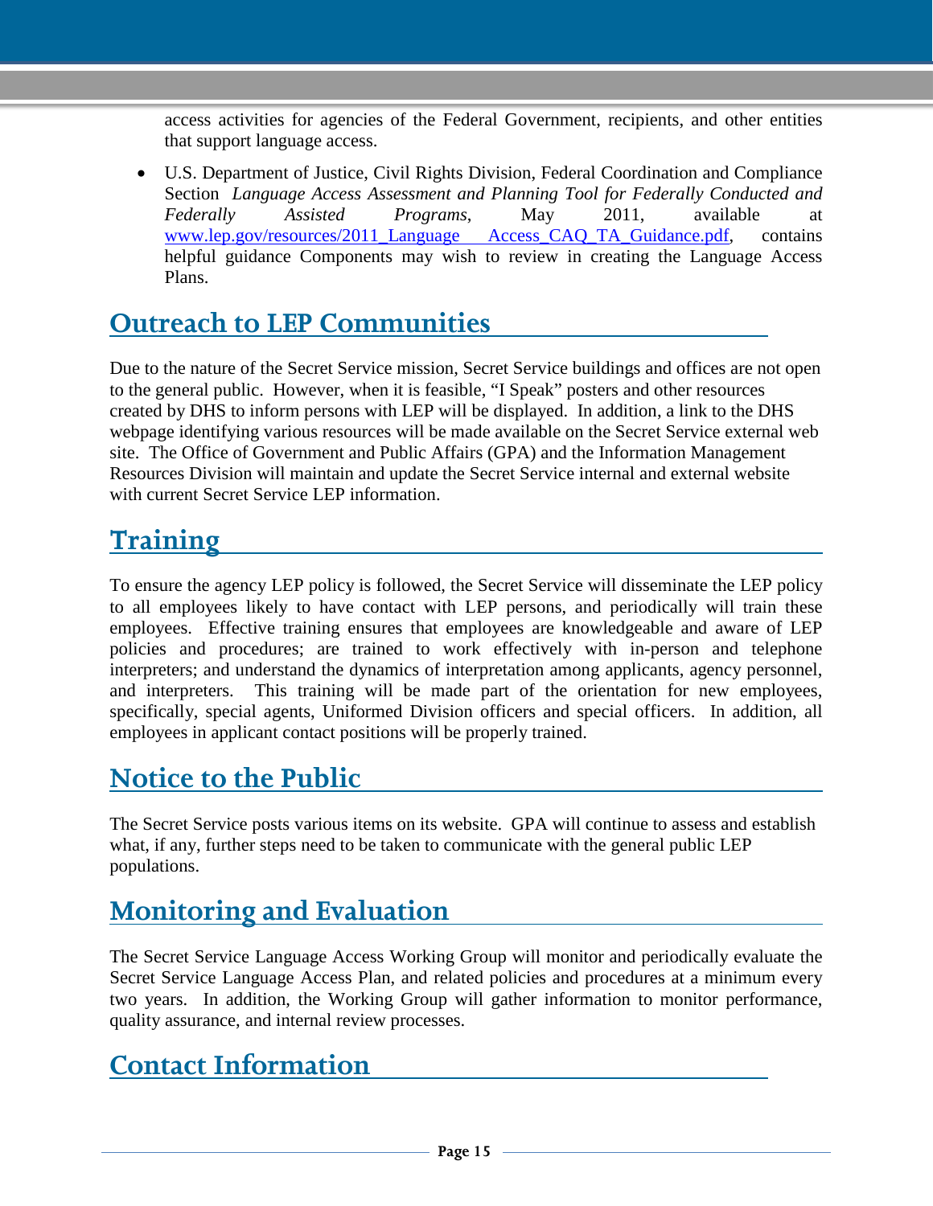access activities for agencies of the Federal Government, recipients, and other entities that support language access.

- U.S. Department of Justice, Civil Rights Division, Federal Coordination and Compliance Section *Language Access Assessment and Planning Tool for Federally Conducted and Federally Assisted Programs*, May 2011, available at [www.lep.gov/resources/2011_Language_Access_CAQ_TA_Guidance.pdf](www.lep.gov/resources/2011_Language_Access_CAQ_TA_Guidance.pdf), contains helpful guidance Components may wish to review in creating the Language Access Plans.

## Outreach to LEP Communities

Due to the nature of the Secret Service mission, Secret Service buildings and offices are not open to the general public. However, when it is feasible, "I Speak" posters and other resources created by DHS to inform persons with LEP will be displayed. In addition, a link to the DHS webpage identifying various resources will be made available on the Secret Service external web site. The Office of Government and Public Affairs (GPA) and the Information Management Resources Division will maintain and update the Secret Service internal and external website with current Secret Service LEP information.

## Training

To ensure the agency LEP policy is followed, the Secret Service will disseminate the LEP policy to all employees likely to have contact with LEP persons, and periodically will train these employees. Effective training ensures that employees are knowledgeable and aware of LEP policies and procedures; are trained to work effectively with in-person and telephone interpreters; and understand the dynamics of interpretation among applicants, agency personnel, and interpreters. This training will be made part of the orientation for new employees, specifically, special agents, Uniformed Division officers and special officers. In addition, all employees in applicant contact positions will be properly trained.

## Notice to the Public

The Secret Service posts various items on its website. GPA will continue to assess and establish what, if any, further steps need to be taken to communicate with the general public LEP populations.

## Monitoring and Evaluation

The Secret Service Language Access Working Group will monitor and periodically evaluate the Secret Service Language Access Plan, and related policies and procedures at a minimum every two years. In addition, the Working Group will gather information to monitor performance, quality assurance, and internal review processes.

## Contact Information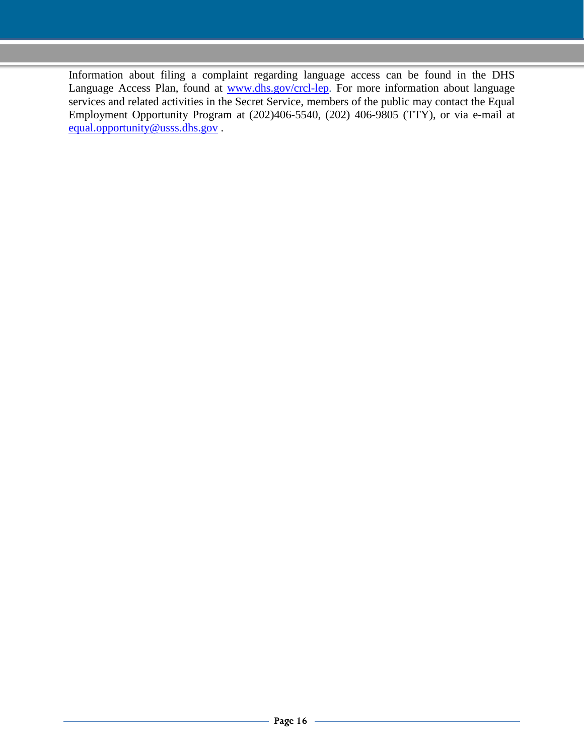Information about filing a complaint regarding language access can be found in the DHS Language Access Plan, found at [www.dhs.gov/crcl-lep](http://www.dhs.gov/crcl-lep). For more information about language services and related activities in the Secret Service, members of the public may contact the Equal Employment Opportunity Program at (202)406-5540, (202) 406-9805 (TTY), or via e-mail at [equal.opportunity@usss.dhs.gov](mailto:equal.opportunity@usss.dhs.gov) .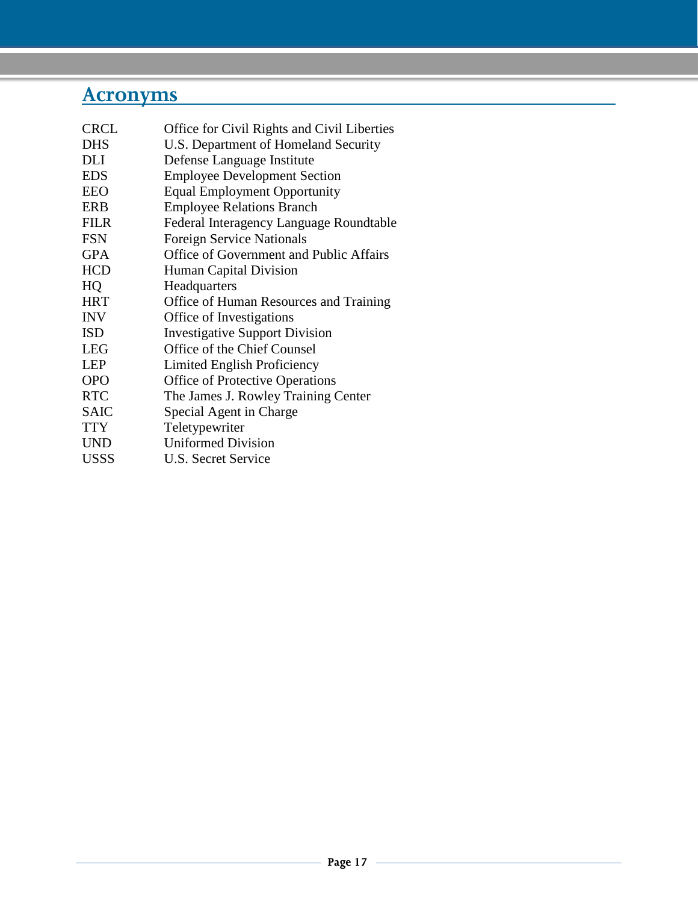# Acronyms

| | |
|---|---|
| CRCL | Office for Civil Rights and Civil Liberties |
| DHS | U.S. Department of Homeland Security |
| DLI | Defense Language Institute |
| EDS | Employee Development Section |
| EEO | Equal Employment Opportunity |
| ERB | Employee Relations Branch |
| FILR | Federal Interagency Language Roundtable |
| FSN | Foreign Service Nationals |
| GPA | Office of Government and Public Affairs |
| HCD | Human Capital Division |
| HQ | Headquarters |
| HRT | Office of Human Resources and Training |
| INV | Office of Investigations |
| ISD | Investigative Support Division |
| LEG | Office of the Chief Counsel |
| LEP | Limited English Proficiency |
| OPO | Office of Protective Operations |
| RTC | The James J. Rowley Training Center |
| SAIC | Special Agent in Charge |
| TTY | Teletypewriter |
| UND | Uniformed Division |
| USSS | U.S. Secret Service |